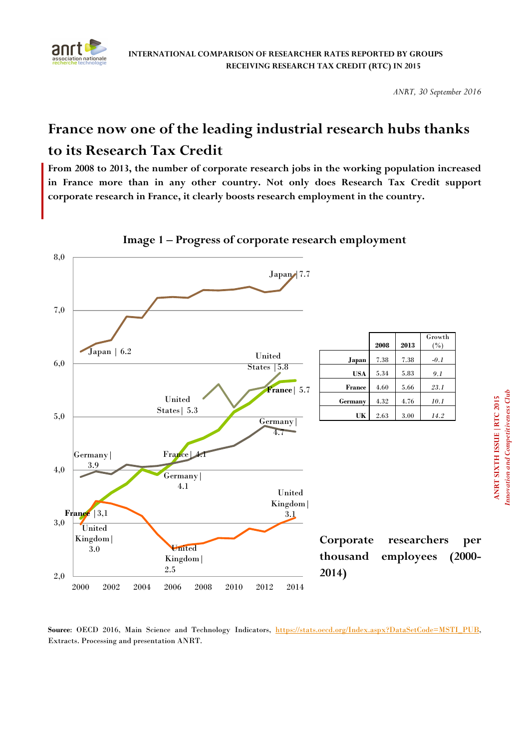INTERNATIONAL COMPARISON OF RESEARCHER RATES REPORTED BY GROUPS RECEIVING RESEARCH TAX CREDIT (RTC) IN 2015

*ANRT, 30 September 2016*

# France now one of the leading industrial research hubs thanks to its Research Tax Credit

**From 2008 to 2013, the number of corporate research jobs in the working population increased in France more than in any other country. Not only does Research Tax Credit support corporate research in France, it clearly boosts research employment in the country.**

**Image 1 – Progress of corporate research employment**

| | 2008 | 2013 | Growth (%) |
|---|---|---|---|
| Japan | 7.38 | 7.38 | *-0.1* |
| USA | 5.34 | 5.83 | *9.1* |
| France | 4.60 | 5.66 | *23.1* |
| Germany | 4.32 | 4.76 | *10.1* |
| UK | 2.63 | 3.00 | *14.2* |

**Corporate researchers per thousand employees (2000-2014)**

**Source**: OECD 2016, Main Science and Technology Indicators, https://stats.oecd.org/Index.aspx?DataSetCode=MSTI_PUB, Extracts. Processing and presentation ANRT.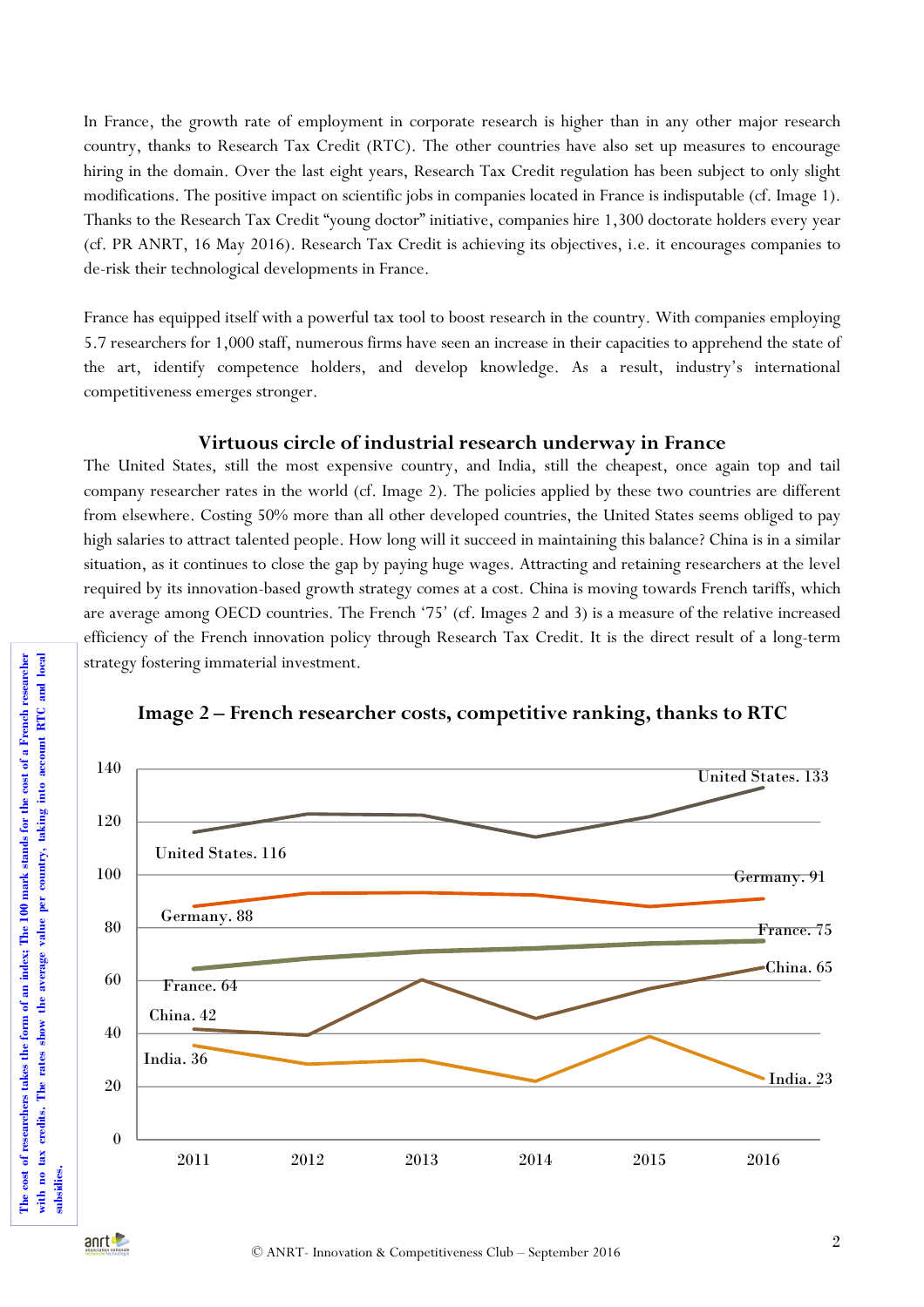In France, the growth rate of employment in corporate research is higher than in any other major research country, thanks to Research Tax Credit (RTC). The other countries have also set up measures to encourage hiring in the domain. Over the last eight years, Research Tax Credit regulation has been subject to only slight modifications. The positive impact on scientific jobs in companies located in France is indisputable (cf. Image 1). Thanks to the Research Tax Credit "young doctor" initiative, companies hire 1,300 doctorate holders every year (cf. PR ANRT, 16 May 2016). Research Tax Credit is achieving its objectives, i.e. it encourages companies to de-risk their technological developments in France.

France has equipped itself with a powerful tax tool to boost research in the country. With companies employing 5.7 researchers for 1,000 staff, numerous firms have seen an increase in their capacities to apprehend the state of the art, identify competence holders, and develop knowledge. As a result, industry's international competitiveness emerges stronger.

### Virtuous circle of industrial research underway in France

The United States, still the most expensive country, and India, still the cheapest, once again top and tail company researcher rates in the world (cf. Image 2). The policies applied by these two countries are different from elsewhere. Costing 50% more than all other developed countries, the United States seems obliged to pay high salaries to attract talented people. How long will it succeed in maintaining this balance? China is in a similar situation, as it continues to close the gap by paying huge wages. Attracting and retaining researchers at the level required by its innovation-based growth strategy comes at a cost. China is moving towards French tariffs, which are average among OECD countries. The French '75' (cf. Images 2 and 3) is a measure of the relative increased efficiency of the French innovation policy through Research Tax Credit. It is the direct result of a long-term strategy fostering immaterial investment.

**Image 2 – French researcher costs, competitive ranking, thanks to RTC**

| | 2011 | 2016 |
|---|---|---|
| United States | 116 | 133 |
| Germany | 88 | 91 |
| France | 64 | 75 |
| China | 42 | 65 |
| India | 36 | 23 |

**The cost of researchers takes the form of an index; The 100 mark stands for the cost of a French researcher with no tax credits. The rates show the average value per country, taking into account RTC and local subsidies.**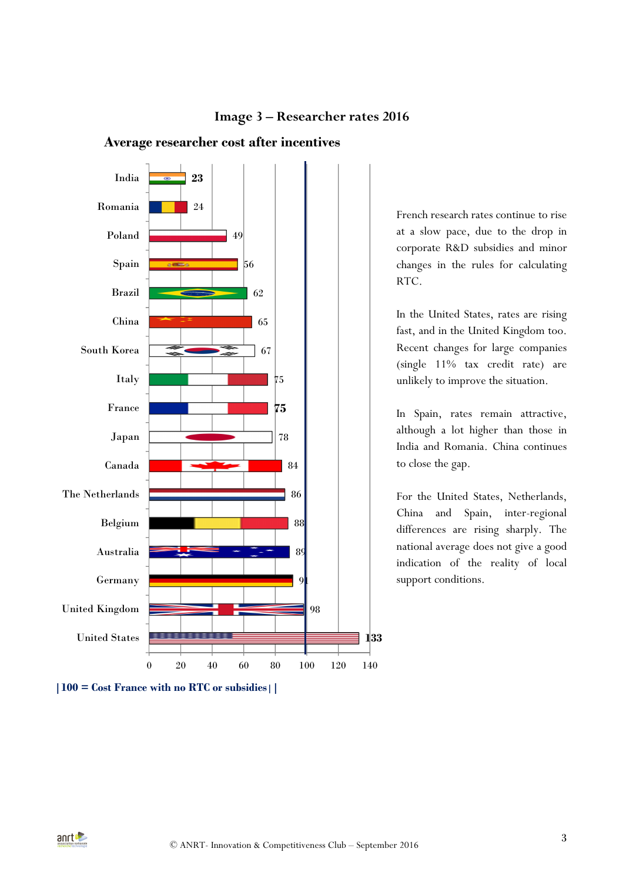## Image 3 – Researcher rates 2016

### Average researcher cost after incentives

| Country | Value |
|---|---|
| India | 23 |
| Romania | 24 |
| Poland | 49 |
| Spain | 56 |
| Brazil | 62 |
| China | 65 |
| South Korea | 67 |
| Italy | 75 |
| France | 75 |
| Japan | 78 |
| Canada | 84 |
| The Netherlands | 86 |
| Belgium | 88 |
| Australia | 89 |
| Germany | 91 |
| United Kingdom | 98 |
| United States | 133 |

| 100 = Cost France with no RTC or subsidies | |

French research rates continue to rise at a slow pace, due to the drop in corporate R&D subsidies and minor changes in the rules for calculating RTC.

In the United States, rates are rising fast, and in the United Kingdom too. Recent changes for large companies (single 11% tax credit rate) are unlikely to improve the situation.

In Spain, rates remain attractive, although a lot higher than those in India and Romania. China continues to close the gap.

For the United States, Netherlands, China and Spain, inter-regional differences are rising sharply. The national average does not give a good indication of the reality of local support conditions.

© ANRT- Innovation & Competitiveness Club – September 2016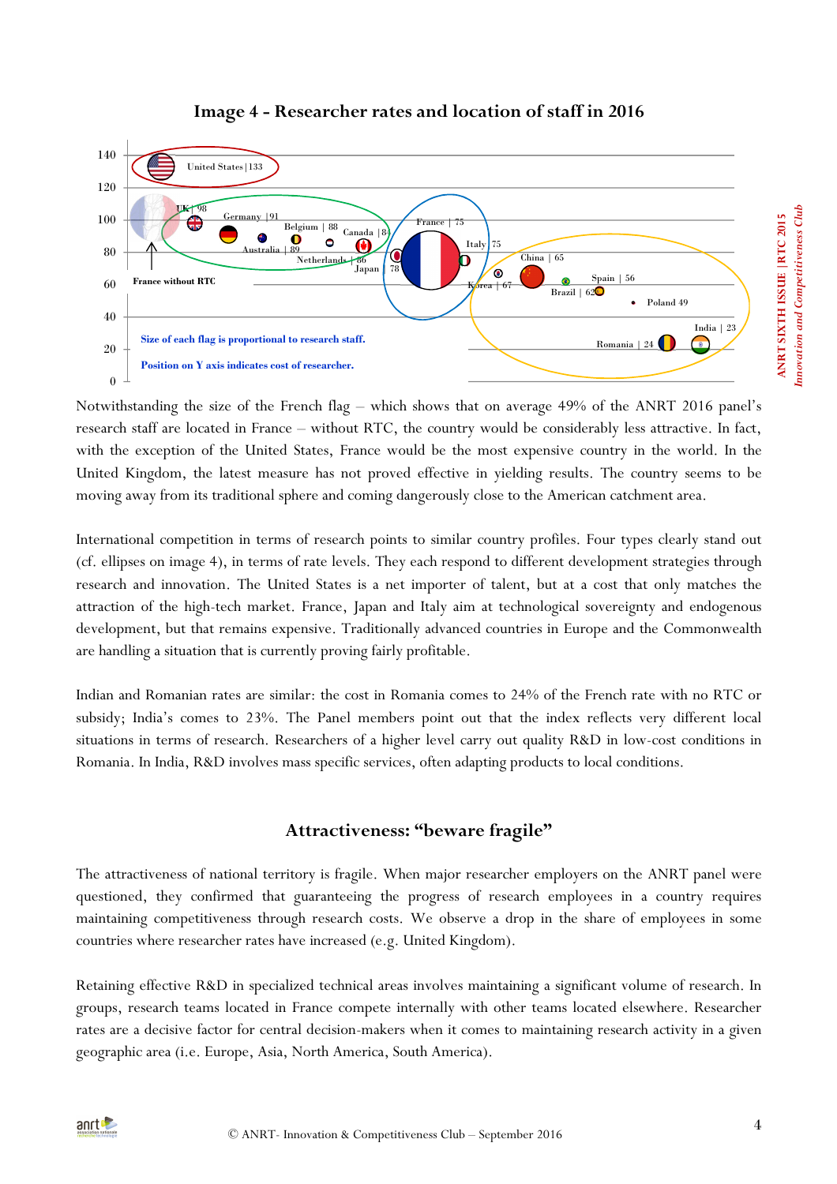**Image 4 - Researcher rates and location of staff in 2016**

Notwithstanding the size of the French flag – which shows that on average 49% of the ANRT 2016 panel's research staff are located in France – without RTC, the country would be considerably less attractive. In fact, with the exception of the United States, France would be the most expensive country in the world. In the United Kingdom, the latest measure has not proved effective in yielding results. The country seems to be moving away from its traditional sphere and coming dangerously close to the American catchment area.

International competition in terms of research points to similar country profiles. Four types clearly stand out (cf. ellipses on image 4), in terms of rate levels. They each respond to different development strategies through research and innovation. The United States is a net importer of talent, but at a cost that only matches the attraction of the high-tech market. France, Japan and Italy aim at technological sovereignty and endogenous development, but that remains expensive. Traditionally advanced countries in Europe and the Commonwealth are handling a situation that is currently proving fairly profitable.

Indian and Romanian rates are similar: the cost in Romania comes to 24% of the French rate with no RTC or subsidy; India's comes to 23%. The Panel members point out that the index reflects very different local situations in terms of research. Researchers of a higher level carry out quality R&D in low-cost conditions in Romania. In India, R&D involves mass specific services, often adapting products to local conditions.

## Attractiveness: "beware fragile"

The attractiveness of national territory is fragile. When major researcher employers on the ANRT panel were questioned, they confirmed that guaranteeing the progress of research employees in a country requires maintaining competitiveness through research costs. We observe a drop in the share of employees in some countries where researcher rates have increased (e.g. United Kingdom).

Retaining effective R&D in specialized technical areas involves maintaining a significant volume of research. In groups, research teams located in France compete internally with other teams located elsewhere. Researcher rates are a decisive factor for central decision-makers when it comes to maintaining research activity in a given geographic area (i.e. Europe, Asia, North America, South America).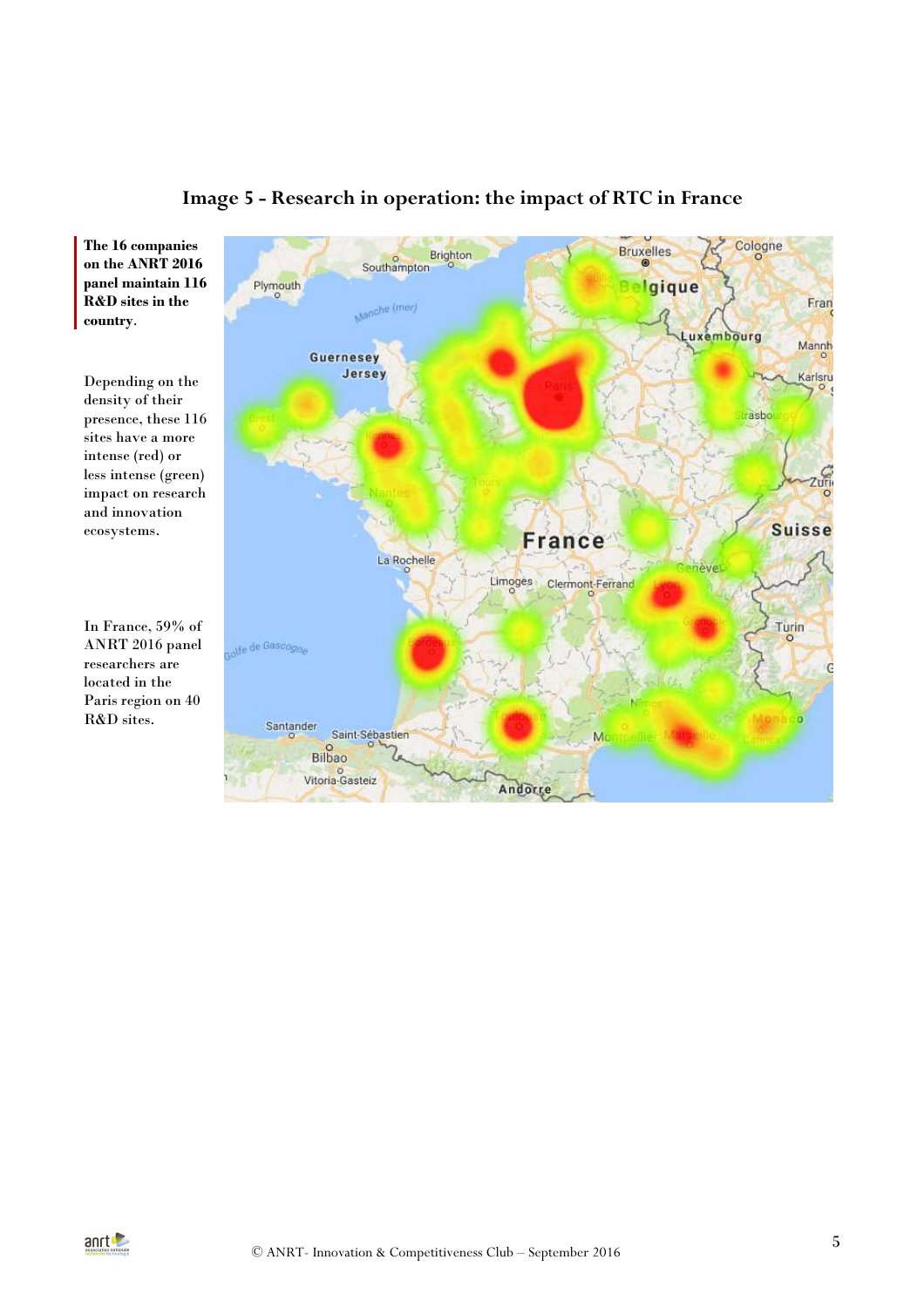## Image 5 - Research in operation: the impact of RTC in France

**The 16 companies on the ANRT 2016 panel maintain 116 R&D sites in the country.**

Depending on the density of their presence, these 116 sites have a more intense (red) or less intense (green) impact on research and innovation ecosystems.

In France, 59% of ANRT 2016 panel researchers are located in the Paris region on 40 R&D sites.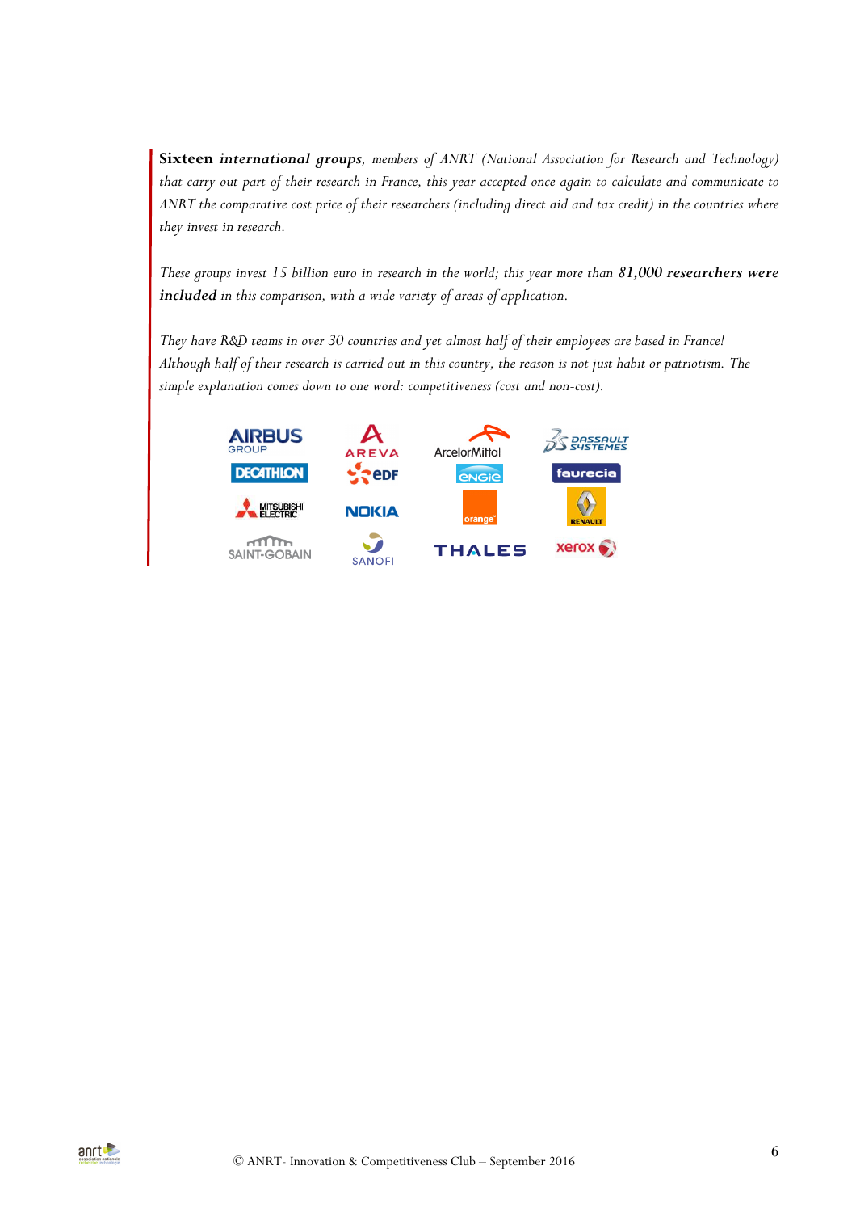**Sixteen** ***international groups***, *members of ANRT (National Association for Research and Technology) that carry out part of their research in France, this year accepted once again to calculate and communicate to ANRT the comparative cost price of their researchers (including direct aid and tax credit) in the countries where they invest in research.*

*These groups invest 15 billion euro in research in the world; this year more than* ***81,000 researchers were included*** *in this comparison, with a wide variety of areas of application.*

*They have R&D teams in over 30 countries and yet almost half of their employees are based in France! Although half of their research is carried out in this country, the reason is not just habit or patriotism. The simple explanation comes down to one word: competitiveness (cost and non-cost).*

AIRBUS GROUP · AREVA · ArcelorMittal · DASSAULT SYSTEMES · DECATHLON · EDF · ENGIE · faurecia · MITSUBISHI ELECTRIC · NOKIA · orange · RENAULT · SAINT-GOBAIN · SANOFI · THALES · xerox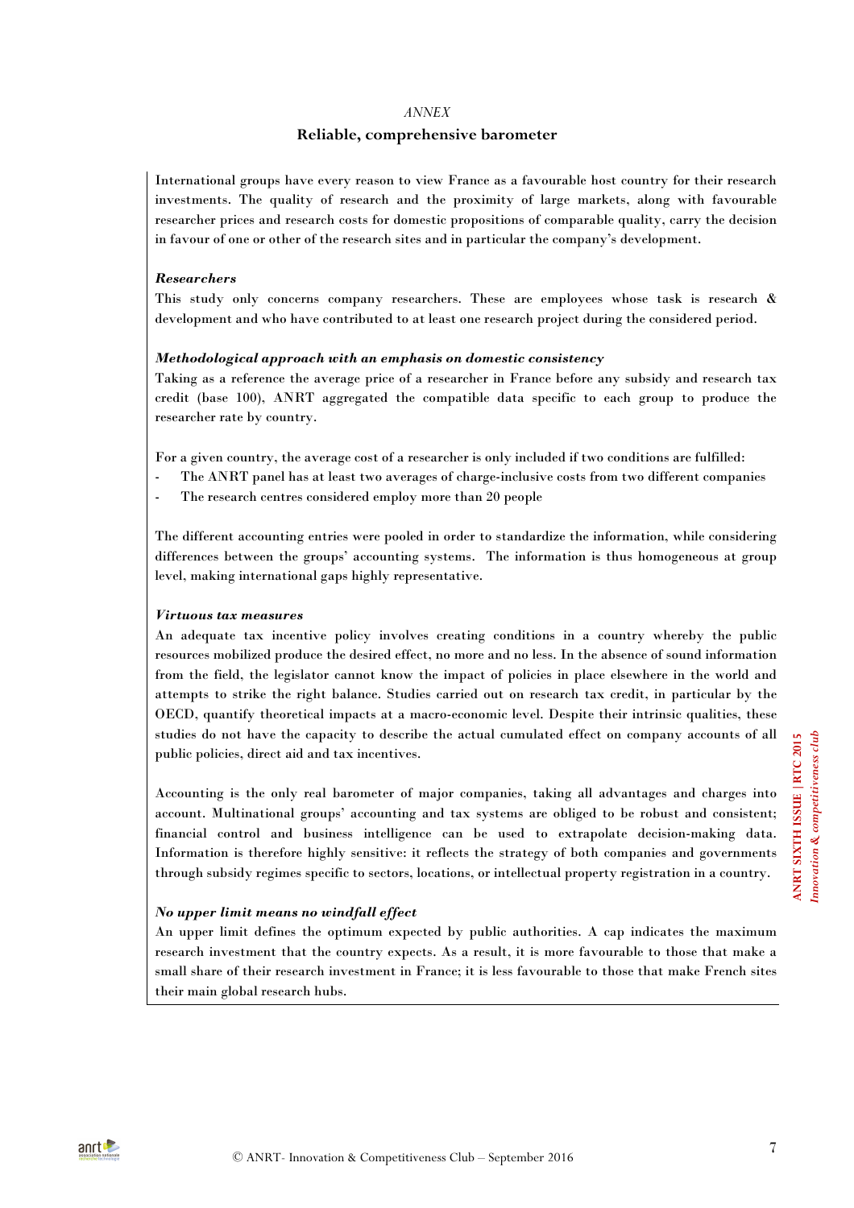*ANNEX*

## Reliable, comprehensive barometer

International groups have every reason to view France as a favourable host country for their research investments. The quality of research and the proximity of large markets, along with favourable researcher prices and research costs for domestic propositions of comparable quality, carry the decision in favour of one or other of the research sites and in particular the company's development.

***Researchers***

This study only concerns company researchers. These are employees whose task is research & development and who have contributed to at least one research project during the considered period.

***Methodological approach with an emphasis on domestic consistency***

Taking as a reference the average price of a researcher in France before any subsidy and research tax credit (base 100), ANRT aggregated the compatible data specific to each group to produce the researcher rate by country.

For a given country, the average cost of a researcher is only included if two conditions are fulfilled:

- The ANRT panel has at least two averages of charge-inclusive costs from two different companies
- The research centres considered employ more than 20 people

The different accounting entries were pooled in order to standardize the information, while considering differences between the groups' accounting systems. The information is thus homogeneous at group level, making international gaps highly representative.

***Virtuous tax measures***

An adequate tax incentive policy involves creating conditions in a country whereby the public resources mobilized produce the desired effect, no more and no less. In the absence of sound information from the field, the legislator cannot know the impact of policies in place elsewhere in the world and attempts to strike the right balance. Studies carried out on research tax credit, in particular by the OECD, quantify theoretical impacts at a macro-economic level. Despite their intrinsic qualities, these studies do not have the capacity to describe the actual cumulated effect on company accounts of all public policies, direct aid and tax incentives.

Accounting is the only real barometer of major companies, taking all advantages and charges into account. Multinational groups' accounting and tax systems are obliged to be robust and consistent; financial control and business intelligence can be used to extrapolate decision-making data. Information is therefore highly sensitive: it reflects the strategy of both companies and governments through subsidy regimes specific to sectors, locations, or intellectual property registration in a country.

***No upper limit means no windfall effect***

An upper limit defines the optimum expected by public authorities. A cap indicates the maximum research investment that the country expects. As a result, it is more favourable to those that make a small share of their research investment in France; it is less favourable to those that make French sites their main global research hubs.